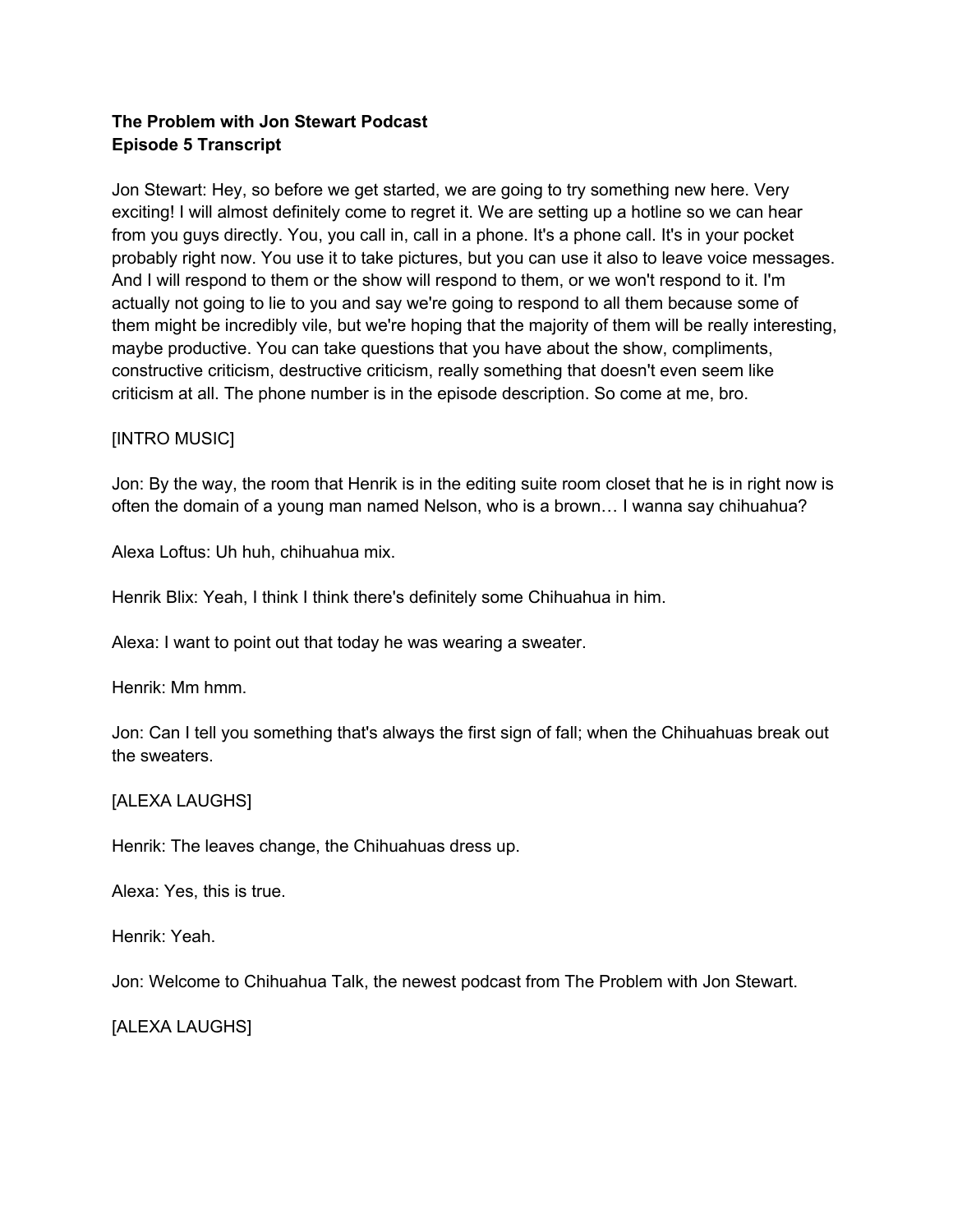**The Problem with Jon Stewart Podcast**
**Episode 5 Transcript**

Jon Stewart: Hey, so before we get started, we are going to try something new here. Very exciting! I will almost definitely come to regret it. We are setting up a hotline so we can hear from you guys directly. You, you call in, call in a phone. It's a phone call. It's in your pocket probably right now. You use it to take pictures, but you can use it also to leave voice messages. And I will respond to them or the show will respond to them, or we won't respond to it. I'm actually not going to lie to you and say we're going to respond to all them because some of them might be incredibly vile, but we're hoping that the majority of them will be really interesting, maybe productive. You can take questions that you have about the show, compliments, constructive criticism, destructive criticism, really something that doesn't even seem like criticism at all. The phone number is in the episode description. So come at me, bro.

[INTRO MUSIC]

Jon: By the way, the room that Henrik is in the editing suite room closet that he is in right now is often the domain of a young man named Nelson, who is a brown… I wanna say chihuahua?

Alexa Loftus: Uh huh, chihuahua mix.

Henrik Blix: Yeah, I think I think there's definitely some Chihuahua in him.

Alexa: I want to point out that today he was wearing a sweater.

Henrik: Mm hmm.

Jon: Can I tell you something that's always the first sign of fall; when the Chihuahuas break out the sweaters.

[ALEXA LAUGHS]

Henrik: The leaves change, the Chihuahuas dress up.

Alexa: Yes, this is true.

Henrik: Yeah.

Jon: Welcome to Chihuahua Talk, the newest podcast from The Problem with Jon Stewart.

[ALEXA LAUGHS]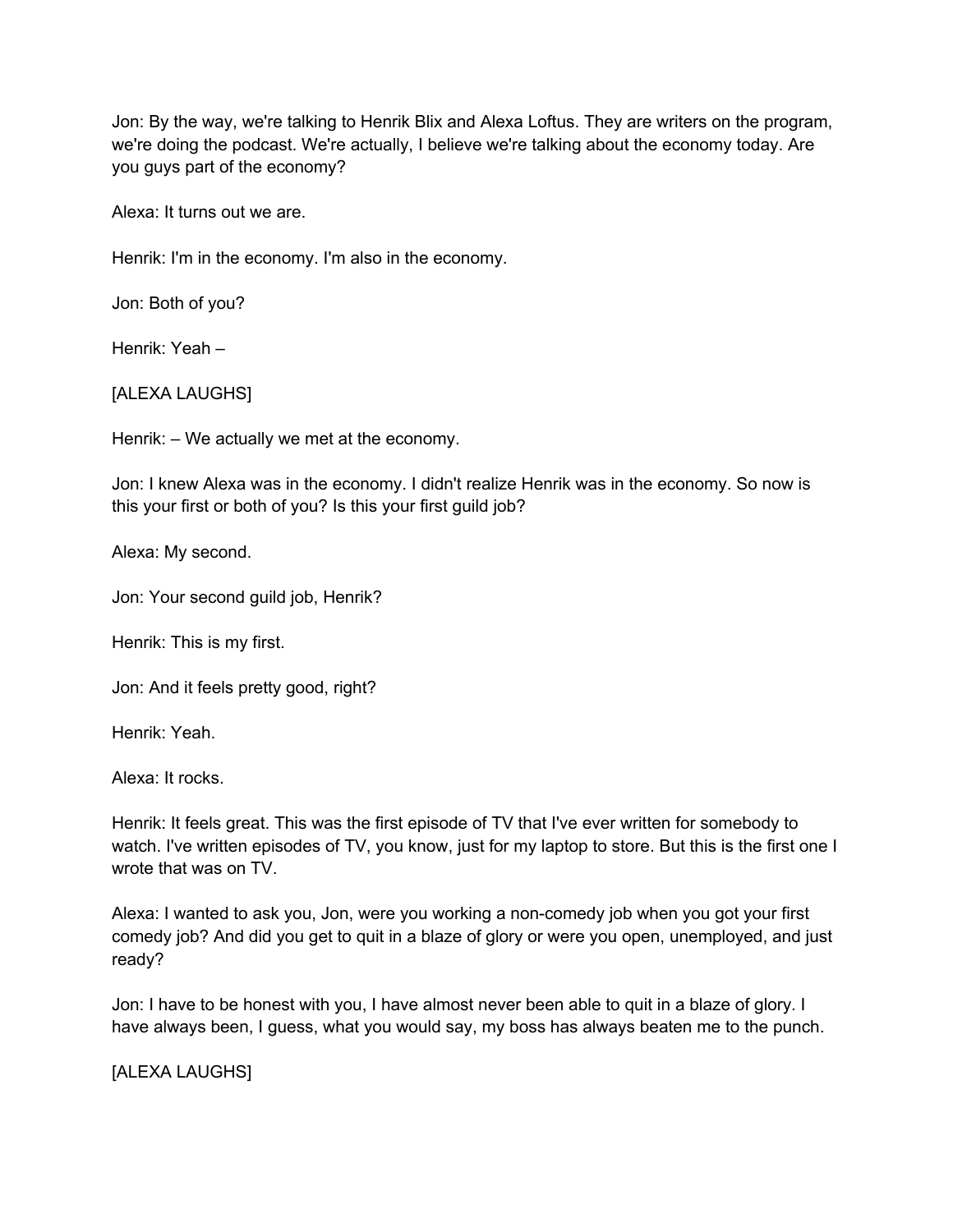Jon: By the way, we're talking to Henrik Blix and Alexa Loftus. They are writers on the program, we're doing the podcast. We're actually, I believe we're talking about the economy today. Are you guys part of the economy?

Alexa: It turns out we are.

Henrik: I'm in the economy. I'm also in the economy.

Jon: Both of you?

Henrik: Yeah –

[ALEXA LAUGHS]

Henrik: – We actually we met at the economy.

Jon: I knew Alexa was in the economy. I didn't realize Henrik was in the economy. So now is this your first or both of you? Is this your first guild job?

Alexa: My second.

Jon: Your second guild job, Henrik?

Henrik: This is my first.

Jon: And it feels pretty good, right?

Henrik: Yeah.

Alexa: It rocks.

Henrik: It feels great. This was the first episode of TV that I've ever written for somebody to watch. I've written episodes of TV, you know, just for my laptop to store. But this is the first one I wrote that was on TV.

Alexa: I wanted to ask you, Jon, were you working a non-comedy job when you got your first comedy job? And did you get to quit in a blaze of glory or were you open, unemployed, and just ready?

Jon: I have to be honest with you, I have almost never been able to quit in a blaze of glory. I have always been, I guess, what you would say, my boss has always beaten me to the punch.

[ALEXA LAUGHS]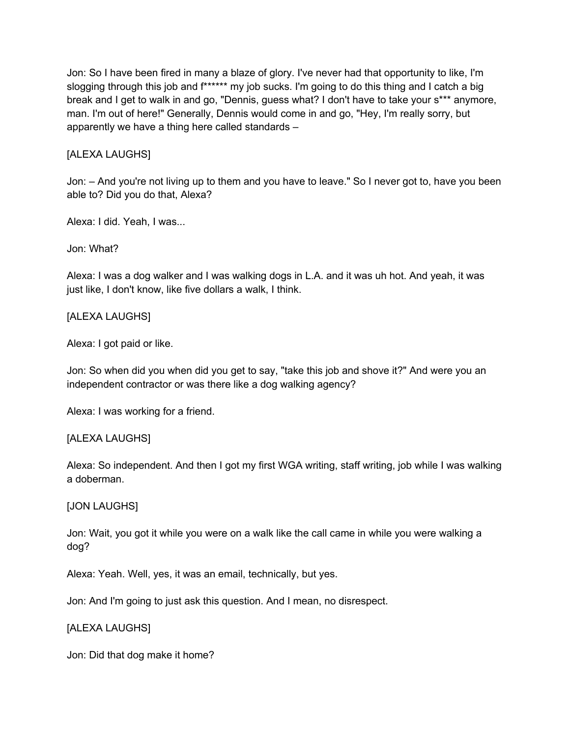Jon: So I have been fired in many a blaze of glory. I've never had that opportunity to like, I'm slogging through this job and f****** my job sucks. I'm going to do this thing and I catch a big break and I get to walk in and go, "Dennis, guess what? I don't have to take your s*** anymore, man. I'm out of here!" Generally, Dennis would come in and go, "Hey, I'm really sorry, but apparently we have a thing here called standards –

[ALEXA LAUGHS]

Jon: – And you're not living up to them and you have to leave." So I never got to, have you been able to? Did you do that, Alexa?

Alexa: I did. Yeah, I was...

Jon: What?

Alexa: I was a dog walker and I was walking dogs in L.A. and it was uh hot. And yeah, it was just like, I don't know, like five dollars a walk, I think.

[ALEXA LAUGHS]

Alexa: I got paid or like.

Jon: So when did you when did you get to say, "take this job and shove it?" And were you an independent contractor or was there like a dog walking agency?

Alexa: I was working for a friend.

[ALEXA LAUGHS]

Alexa: So independent. And then I got my first WGA writing, staff writing, job while I was walking a doberman.

[JON LAUGHS]

Jon: Wait, you got it while you were on a walk like the call came in while you were walking a dog?

Alexa: Yeah. Well, yes, it was an email, technically, but yes.

Jon: And I'm going to just ask this question. And I mean, no disrespect.

[ALEXA LAUGHS]

Jon: Did that dog make it home?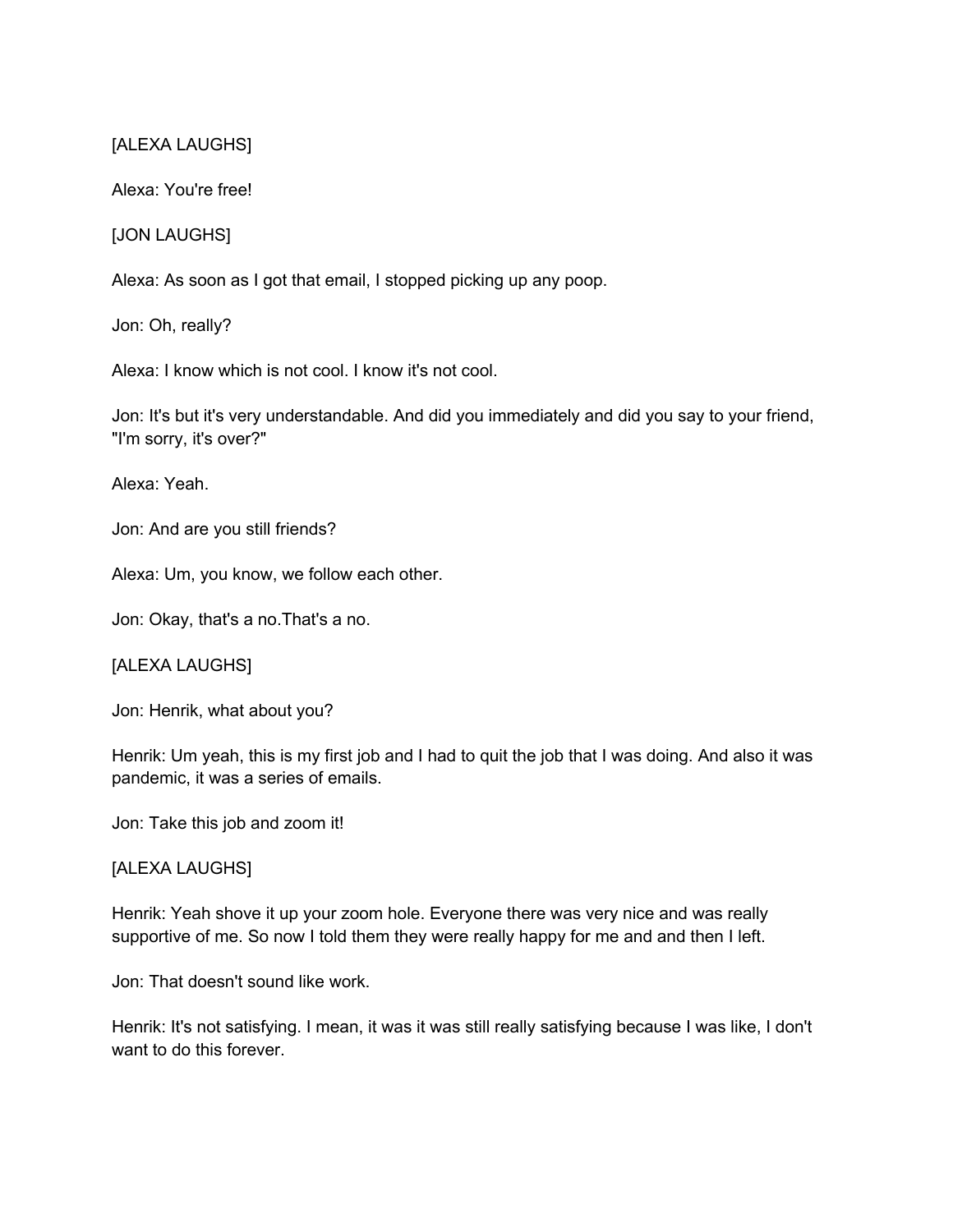[ALEXA LAUGHS]

Alexa: You're free!

[JON LAUGHS]

Alexa: As soon as I got that email, I stopped picking up any poop.

Jon: Oh, really?

Alexa: I know which is not cool. I know it's not cool.

Jon: It's but it's very understandable. And did you immediately and did you say to your friend, "I'm sorry, it's over?"

Alexa: Yeah.

Jon: And are you still friends?

Alexa: Um, you know, we follow each other.

Jon: Okay, that's a no.That's a no.

[ALEXA LAUGHS]

Jon: Henrik, what about you?

Henrik: Um yeah, this is my first job and I had to quit the job that I was doing. And also it was pandemic, it was a series of emails.

Jon: Take this job and zoom it!

[ALEXA LAUGHS]

Henrik: Yeah shove it up your zoom hole. Everyone there was very nice and was really supportive of me. So now I told them they were really happy for me and and then I left.

Jon: That doesn't sound like work.

Henrik: It's not satisfying. I mean, it was it was still really satisfying because I was like, I don't want to do this forever.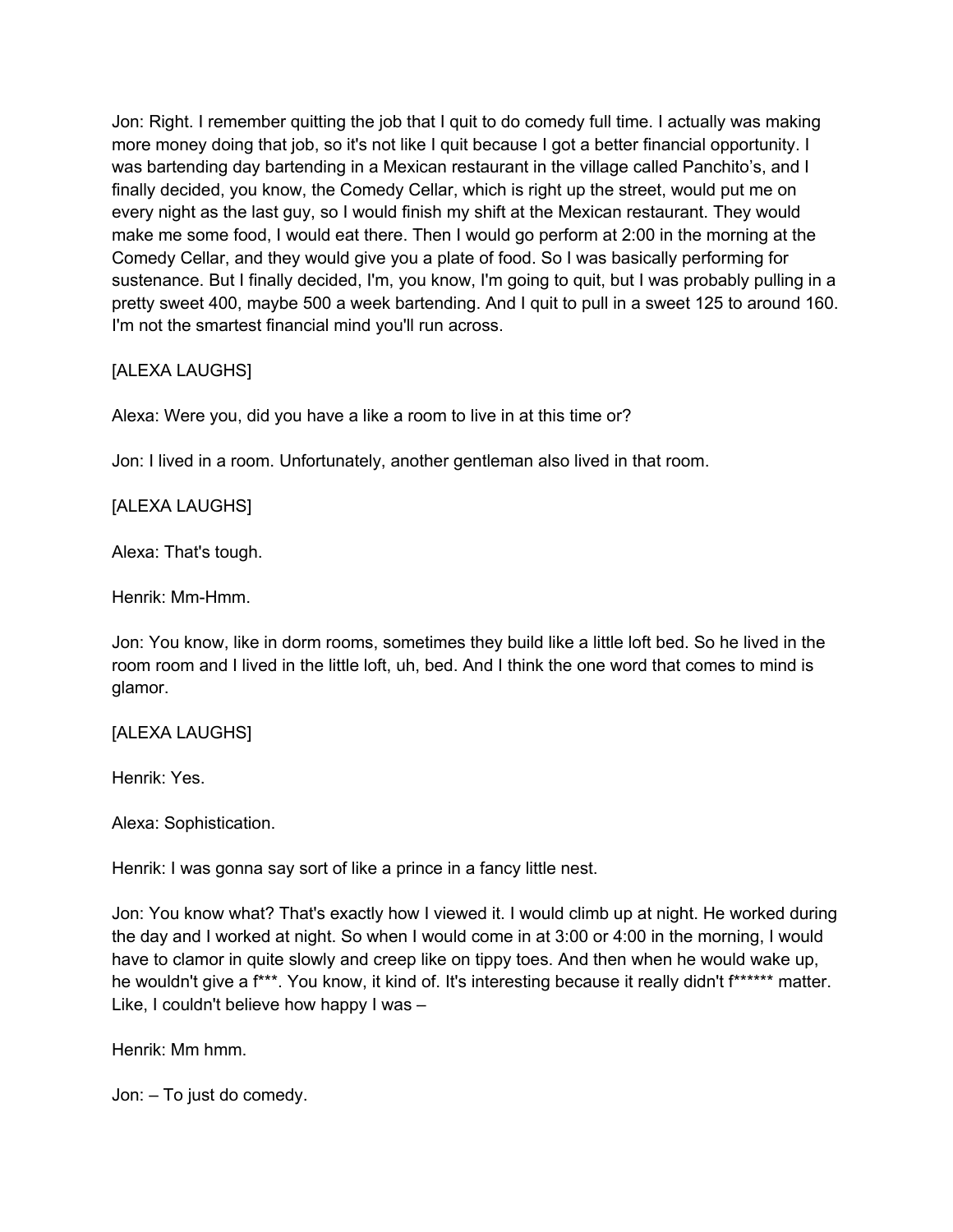Jon: Right. I remember quitting the job that I quit to do comedy full time. I actually was making more money doing that job, so it's not like I quit because I got a better financial opportunity. I was bartending day bartending in a Mexican restaurant in the village called Panchito's, and I finally decided, you know, the Comedy Cellar, which is right up the street, would put me on every night as the last guy, so I would finish my shift at the Mexican restaurant. They would make me some food, I would eat there. Then I would go perform at 2:00 in the morning at the Comedy Cellar, and they would give you a plate of food. So I was basically performing for sustenance. But I finally decided, I'm, you know, I'm going to quit, but I was probably pulling in a pretty sweet 400, maybe 500 a week bartending. And I quit to pull in a sweet 125 to around 160. I'm not the smartest financial mind you'll run across.

[ALEXA LAUGHS]

Alexa: Were you, did you have a like a room to live in at this time or?

Jon: I lived in a room. Unfortunately, another gentleman also lived in that room.

[ALEXA LAUGHS]

Alexa: That's tough.

Henrik: Mm-Hmm.

Jon: You know, like in dorm rooms, sometimes they build like a little loft bed. So he lived in the room room and I lived in the little loft, uh, bed. And I think the one word that comes to mind is glamor.

[ALEXA LAUGHS]

Henrik: Yes.

Alexa: Sophistication.

Henrik: I was gonna say sort of like a prince in a fancy little nest.

Jon: You know what? That's exactly how I viewed it. I would climb up at night. He worked during the day and I worked at night. So when I would come in at 3:00 or 4:00 in the morning, I would have to clamor in quite slowly and creep like on tippy toes. And then when he would wake up, he wouldn't give a f***. You know, it kind of. It's interesting because it really didn't f****** matter. Like, I couldn't believe how happy I was –

Henrik: Mm hmm.

Jon: – To just do comedy.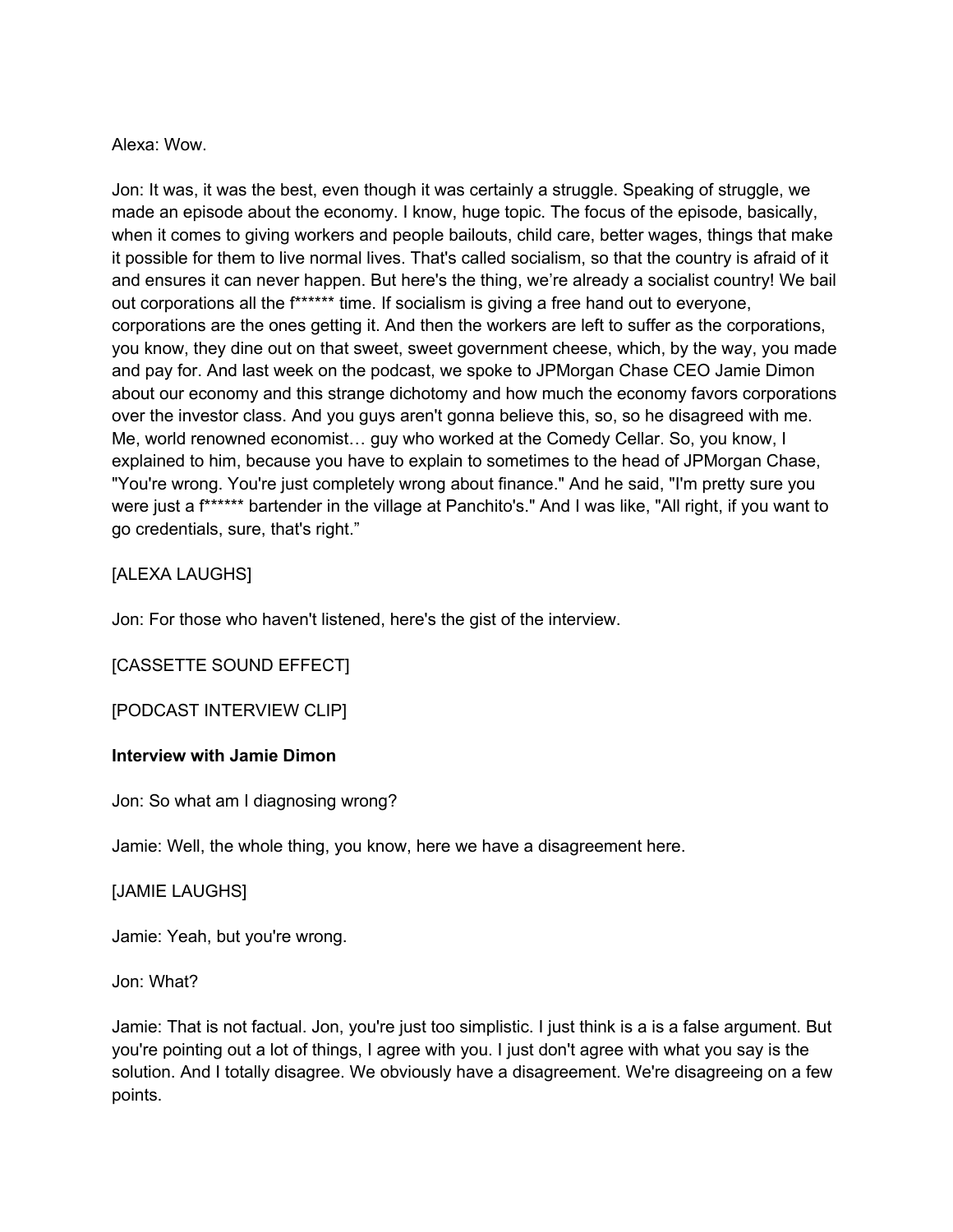Alexa: Wow.

Jon: It was, it was the best, even though it was certainly a struggle. Speaking of struggle, we made an episode about the economy. I know, huge topic. The focus of the episode, basically, when it comes to giving workers and people bailouts, child care, better wages, things that make it possible for them to live normal lives. That's called socialism, so that the country is afraid of it and ensures it can never happen. But here's the thing, we're already a socialist country! We bail out corporations all the f****** time. If socialism is giving a free hand out to everyone, corporations are the ones getting it. And then the workers are left to suffer as the corporations, you know, they dine out on that sweet, sweet government cheese, which, by the way, you made and pay for. And last week on the podcast, we spoke to JPMorgan Chase CEO Jamie Dimon about our economy and this strange dichotomy and how much the economy favors corporations over the investor class. And you guys aren't gonna believe this, so, so he disagreed with me. Me, world renowned economist… guy who worked at the Comedy Cellar. So, you know, I explained to him, because you have to explain to sometimes to the head of JPMorgan Chase, "You're wrong. You're just completely wrong about finance." And he said, "I'm pretty sure you were just a f****** bartender in the village at Panchito's." And I was like, "All right, if you want to go credentials, sure, that's right."

[ALEXA LAUGHS]

Jon: For those who haven't listened, here's the gist of the interview.

[CASSETTE SOUND EFFECT]

[PODCAST INTERVIEW CLIP]

**Interview with Jamie Dimon**

Jon: So what am I diagnosing wrong?

Jamie: Well, the whole thing, you know, here we have a disagreement here.

[JAMIE LAUGHS]

Jamie: Yeah, but you're wrong.

Jon: What?

Jamie: That is not factual. Jon, you're just too simplistic. I just think is a is a false argument. But you're pointing out a lot of things, I agree with you. I just don't agree with what you say is the solution. And I totally disagree. We obviously have a disagreement. We're disagreeing on a few points.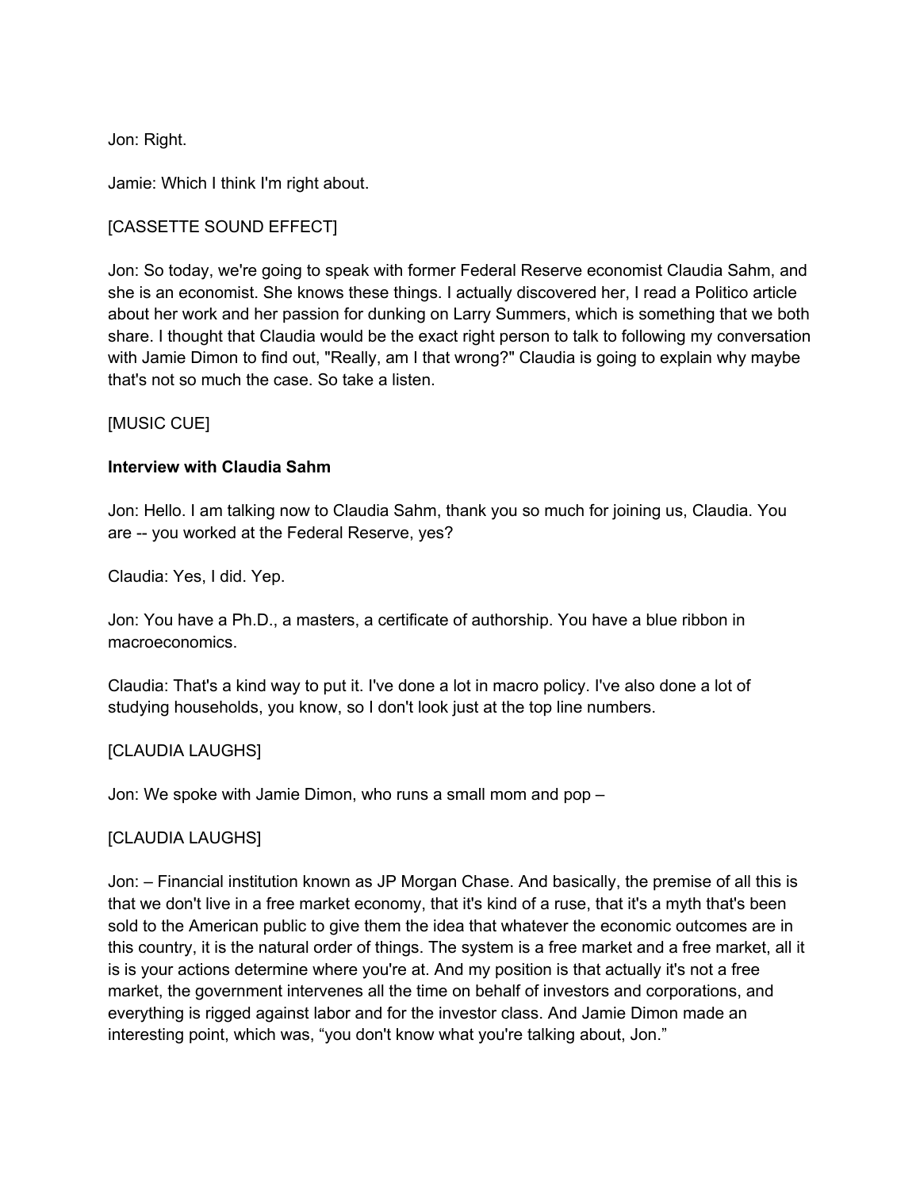Jon: Right.

Jamie: Which I think I'm right about.

[CASSETTE SOUND EFFECT]

Jon: So today, we're going to speak with former Federal Reserve economist Claudia Sahm, and she is an economist. She knows these things. I actually discovered her, I read a Politico article about her work and her passion for dunking on Larry Summers, which is something that we both share. I thought that Claudia would be the exact right person to talk to following my conversation with Jamie Dimon to find out, "Really, am I that wrong?" Claudia is going to explain why maybe that's not so much the case. So take a listen.

[MUSIC CUE]

**Interview with Claudia Sahm**

Jon: Hello. I am talking now to Claudia Sahm, thank you so much for joining us, Claudia. You are -- you worked at the Federal Reserve, yes?

Claudia: Yes, I did. Yep.

Jon: You have a Ph.D., a masters, a certificate of authorship. You have a blue ribbon in macroeconomics.

Claudia: That's a kind way to put it. I've done a lot in macro policy. I've also done a lot of studying households, you know, so I don't look just at the top line numbers.

[CLAUDIA LAUGHS]

Jon: We spoke with Jamie Dimon, who runs a small mom and pop –

[CLAUDIA LAUGHS]

Jon: – Financial institution known as JP Morgan Chase. And basically, the premise of all this is that we don't live in a free market economy, that it's kind of a ruse, that it's a myth that's been sold to the American public to give them the idea that whatever the economic outcomes are in this country, it is the natural order of things. The system is a free market and a free market, all it is is your actions determine where you're at. And my position is that actually it's not a free market, the government intervenes all the time on behalf of investors and corporations, and everything is rigged against labor and for the investor class. And Jamie Dimon made an interesting point, which was, "you don't know what you're talking about, Jon."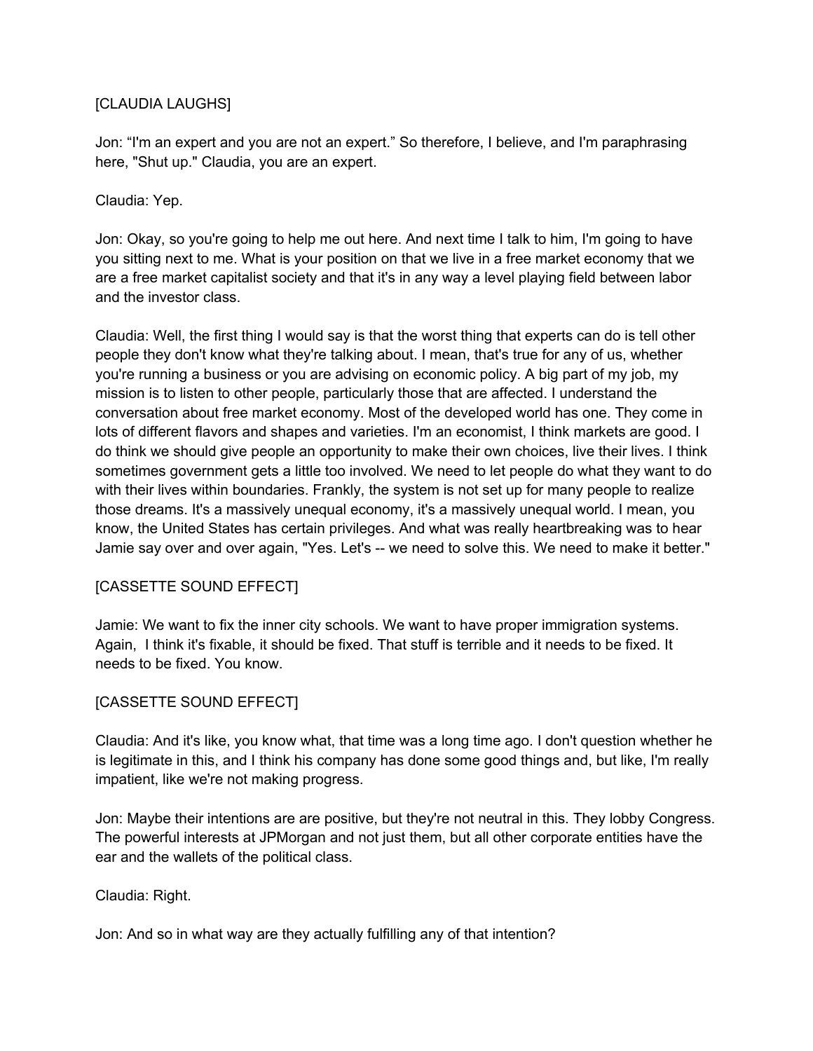[CLAUDIA LAUGHS]

Jon: “I'm an expert and you are not an expert.” So therefore, I believe, and I'm paraphrasing here, "Shut up." Claudia, you are an expert.

Claudia: Yep.

Jon: Okay, so you're going to help me out here. And next time I talk to him, I'm going to have you sitting next to me. What is your position on that we live in a free market economy that we are a free market capitalist society and that it's in any way a level playing field between labor and the investor class.

Claudia: Well, the first thing I would say is that the worst thing that experts can do is tell other people they don't know what they're talking about. I mean, that's true for any of us, whether you're running a business or you are advising on economic policy. A big part of my job, my mission is to listen to other people, particularly those that are affected. I understand the conversation about free market economy. Most of the developed world has one. They come in lots of different flavors and shapes and varieties. I'm an economist, I think markets are good. I do think we should give people an opportunity to make their own choices, live their lives. I think sometimes government gets a little too involved. We need to let people do what they want to do with their lives within boundaries. Frankly, the system is not set up for many people to realize those dreams. It's a massively unequal economy, it's a massively unequal world. I mean, you know, the United States has certain privileges. And what was really heartbreaking was to hear Jamie say over and over again, "Yes. Let's -- we need to solve this. We need to make it better."

[CASSETTE SOUND EFFECT]

Jamie: We want to fix the inner city schools. We want to have proper immigration systems. Again, I think it's fixable, it should be fixed. That stuff is terrible and it needs to be fixed. It needs to be fixed. You know.

[CASSETTE SOUND EFFECT]

Claudia: And it's like, you know what, that time was a long time ago. I don't question whether he is legitimate in this, and I think his company has done some good things and, but like, I'm really impatient, like we're not making progress.

Jon: Maybe their intentions are are positive, but they're not neutral in this. They lobby Congress. The powerful interests at JPMorgan and not just them, but all other corporate entities have the ear and the wallets of the political class.

Claudia: Right.

Jon: And so in what way are they actually fulfilling any of that intention?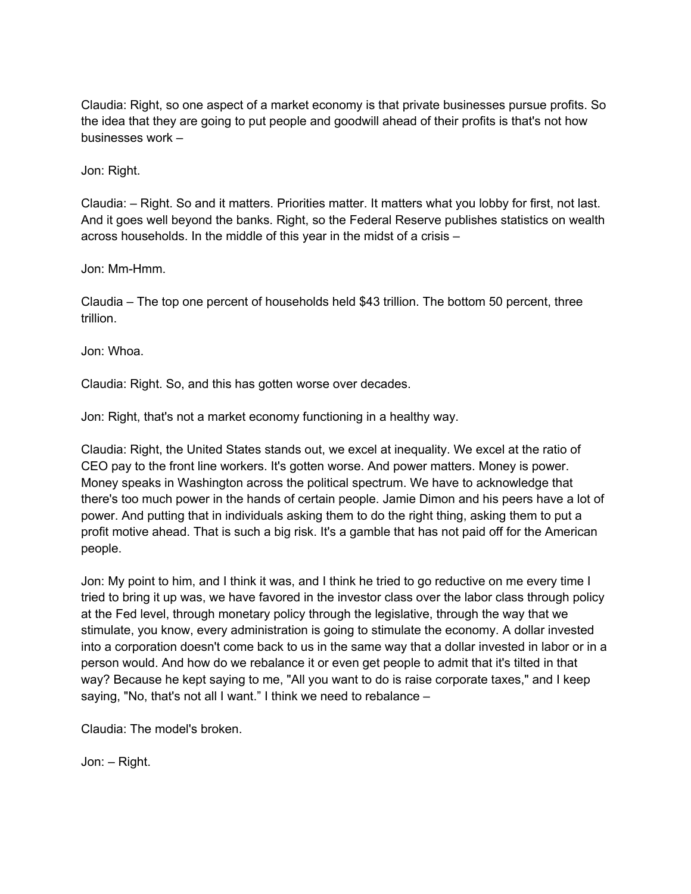Claudia: Right, so one aspect of a market economy is that private businesses pursue profits. So the idea that they are going to put people and goodwill ahead of their profits is that's not how businesses work –

Jon: Right.

Claudia: – Right. So and it matters. Priorities matter. It matters what you lobby for first, not last. And it goes well beyond the banks. Right, so the Federal Reserve publishes statistics on wealth across households. In the middle of this year in the midst of a crisis –

Jon: Mm-Hmm.

Claudia – The top one percent of households held $43 trillion. The bottom 50 percent, three trillion.

Jon: Whoa.

Claudia: Right. So, and this has gotten worse over decades.

Jon: Right, that's not a market economy functioning in a healthy way.

Claudia: Right, the United States stands out, we excel at inequality. We excel at the ratio of CEO pay to the front line workers. It's gotten worse. And power matters. Money is power. Money speaks in Washington across the political spectrum. We have to acknowledge that there's too much power in the hands of certain people. Jamie Dimon and his peers have a lot of power. And putting that in individuals asking them to do the right thing, asking them to put a profit motive ahead. That is such a big risk. It's a gamble that has not paid off for the American people.

Jon: My point to him, and I think it was, and I think he tried to go reductive on me every time I tried to bring it up was, we have favored in the investor class over the labor class through policy at the Fed level, through monetary policy through the legislative, through the way that we stimulate, you know, every administration is going to stimulate the economy. A dollar invested into a corporation doesn't come back to us in the same way that a dollar invested in labor or in a person would. And how do we rebalance it or even get people to admit that it's tilted in that way? Because he kept saying to me, "All you want to do is raise corporate taxes," and I keep saying, "No, that's not all I want." I think we need to rebalance –

Claudia: The model's broken.

Jon: – Right.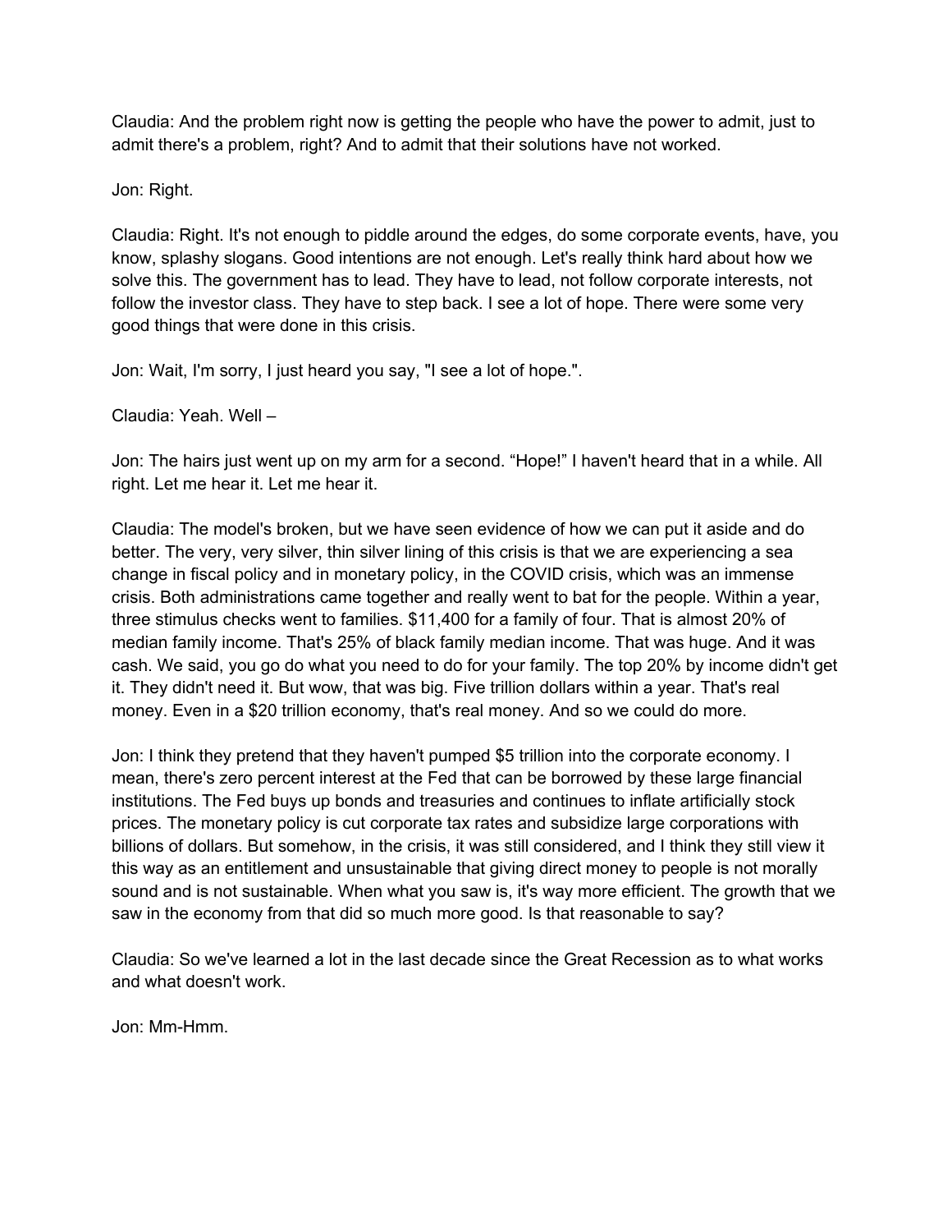Claudia: And the problem right now is getting the people who have the power to admit, just to admit there's a problem, right? And to admit that their solutions have not worked.

Jon: Right.

Claudia: Right. It's not enough to piddle around the edges, do some corporate events, have, you know, splashy slogans. Good intentions are not enough. Let's really think hard about how we solve this. The government has to lead. They have to lead, not follow corporate interests, not follow the investor class. They have to step back. I see a lot of hope. There were some very good things that were done in this crisis.

Jon: Wait, I'm sorry, I just heard you say, "I see a lot of hope.".

Claudia: Yeah. Well –

Jon: The hairs just went up on my arm for a second. "Hope!" I haven't heard that in a while. All right. Let me hear it. Let me hear it.

Claudia: The model's broken, but we have seen evidence of how we can put it aside and do better. The very, very silver, thin silver lining of this crisis is that we are experiencing a sea change in fiscal policy and in monetary policy, in the COVID crisis, which was an immense crisis. Both administrations came together and really went to bat for the people. Within a year, three stimulus checks went to families. $11,400 for a family of four. That is almost 20% of median family income. That's 25% of black family median income. That was huge. And it was cash. We said, you go do what you need to do for your family. The top 20% by income didn't get it. They didn't need it. But wow, that was big. Five trillion dollars within a year. That's real money. Even in a $20 trillion economy, that's real money. And so we could do more.

Jon: I think they pretend that they haven't pumped $5 trillion into the corporate economy. I mean, there's zero percent interest at the Fed that can be borrowed by these large financial institutions. The Fed buys up bonds and treasuries and continues to inflate artificially stock prices. The monetary policy is cut corporate tax rates and subsidize large corporations with billions of dollars. But somehow, in the crisis, it was still considered, and I think they still view it this way as an entitlement and unsustainable that giving direct money to people is not morally sound and is not sustainable. When what you saw is, it's way more efficient. The growth that we saw in the economy from that did so much more good. Is that reasonable to say?

Claudia: So we've learned a lot in the last decade since the Great Recession as to what works and what doesn't work.

Jon: Mm-Hmm.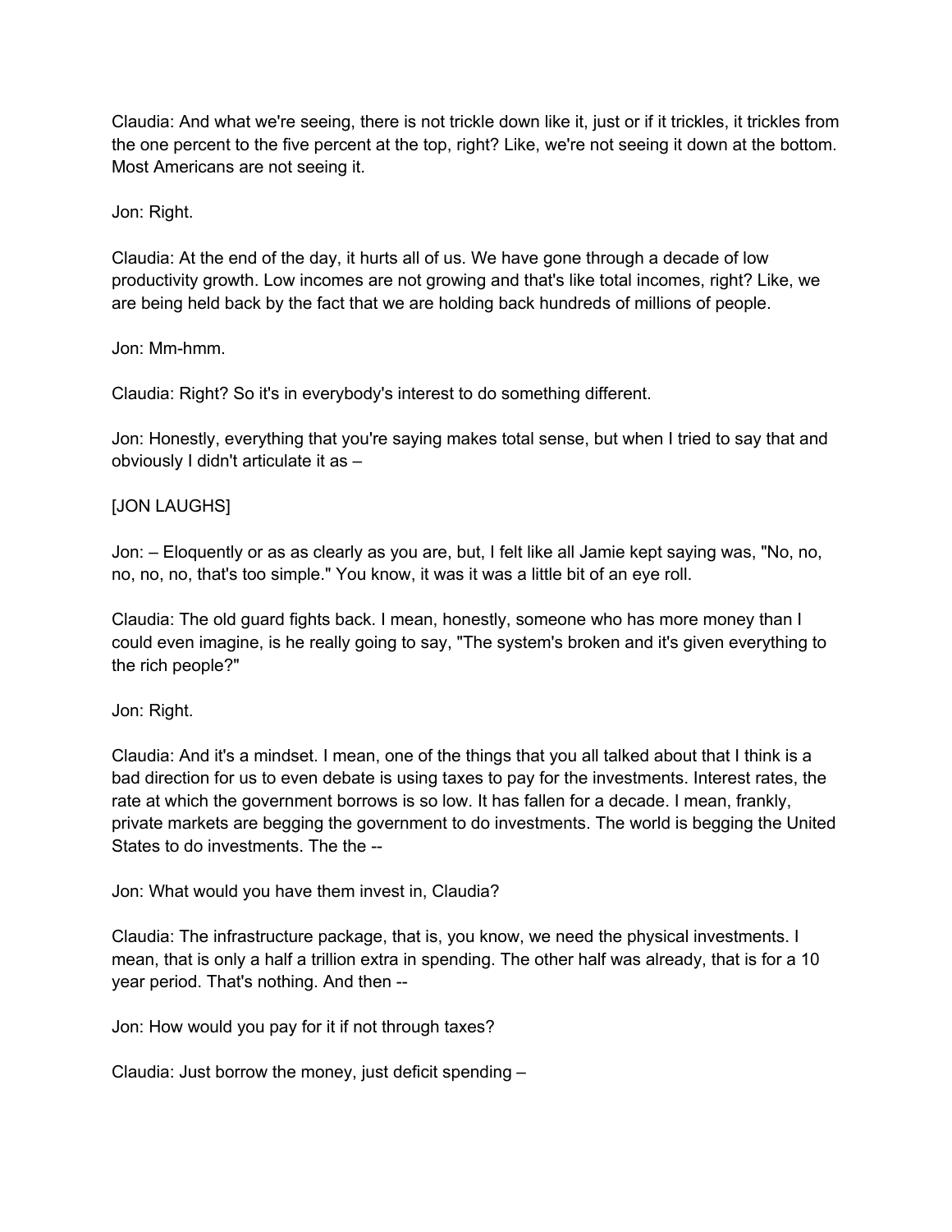Claudia: And what we're seeing, there is not trickle down like it, just or if it trickles, it trickles from the one percent to the five percent at the top, right? Like, we're not seeing it down at the bottom. Most Americans are not seeing it.

Jon: Right.

Claudia: At the end of the day, it hurts all of us. We have gone through a decade of low productivity growth. Low incomes are not growing and that's like total incomes, right? Like, we are being held back by the fact that we are holding back hundreds of millions of people.

Jon: Mm-hmm.

Claudia: Right? So it's in everybody's interest to do something different.

Jon: Honestly, everything that you're saying makes total sense, but when I tried to say that and obviously I didn't articulate it as –

[JON LAUGHS]

Jon: – Eloquently or as as clearly as you are, but, I felt like all Jamie kept saying was, "No, no, no, no, no, that's too simple." You know, it was it was a little bit of an eye roll.

Claudia: The old guard fights back. I mean, honestly, someone who has more money than I could even imagine, is he really going to say, "The system's broken and it's given everything to the rich people?"

Jon: Right.

Claudia: And it's a mindset. I mean, one of the things that you all talked about that I think is a bad direction for us to even debate is using taxes to pay for the investments. Interest rates, the rate at which the government borrows is so low. It has fallen for a decade. I mean, frankly, private markets are begging the government to do investments. The world is begging the United States to do investments. The the --

Jon: What would you have them invest in, Claudia?

Claudia: The infrastructure package, that is, you know, we need the physical investments. I mean, that is only a half a trillion extra in spending. The other half was already, that is for a 10 year period. That's nothing. And then --

Jon: How would you pay for it if not through taxes?

Claudia: Just borrow the money, just deficit spending –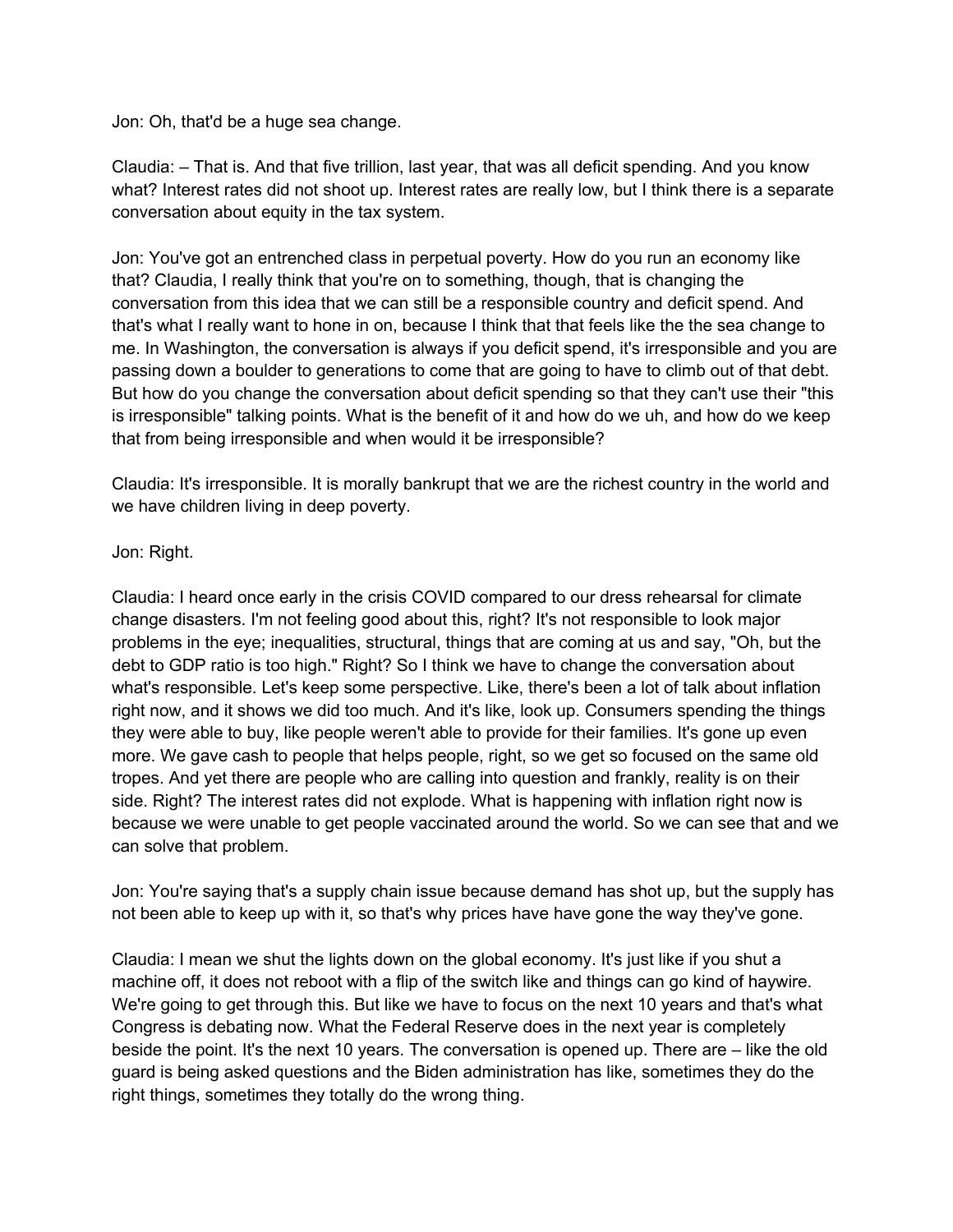Jon: Oh, that'd be a huge sea change.

Claudia: – That is. And that five trillion, last year, that was all deficit spending. And you know what? Interest rates did not shoot up. Interest rates are really low, but I think there is a separate conversation about equity in the tax system.

Jon: You've got an entrenched class in perpetual poverty. How do you run an economy like that? Claudia, I really think that you're on to something, though, that is changing the conversation from this idea that we can still be a responsible country and deficit spend. And that's what I really want to hone in on, because I think that that feels like the the sea change to me. In Washington, the conversation is always if you deficit spend, it's irresponsible and you are passing down a boulder to generations to come that are going to have to climb out of that debt. But how do you change the conversation about deficit spending so that they can't use their "this is irresponsible" talking points. What is the benefit of it and how do we uh, and how do we keep that from being irresponsible and when would it be irresponsible?

Claudia: It's irresponsible. It is morally bankrupt that we are the richest country in the world and we have children living in deep poverty.

Jon: Right.

Claudia: I heard once early in the crisis COVID compared to our dress rehearsal for climate change disasters. I'm not feeling good about this, right? It's not responsible to look major problems in the eye; inequalities, structural, things that are coming at us and say, "Oh, but the debt to GDP ratio is too high." Right? So I think we have to change the conversation about what's responsible. Let's keep some perspective. Like, there's been a lot of talk about inflation right now, and it shows we did too much. And it's like, look up. Consumers spending the things they were able to buy, like people weren't able to provide for their families. It's gone up even more. We gave cash to people that helps people, right, so we get so focused on the same old tropes. And yet there are people who are calling into question and frankly, reality is on their side. Right? The interest rates did not explode. What is happening with inflation right now is because we were unable to get people vaccinated around the world. So we can see that and we can solve that problem.

Jon: You're saying that's a supply chain issue because demand has shot up, but the supply has not been able to keep up with it, so that's why prices have have gone the way they've gone.

Claudia: I mean we shut the lights down on the global economy. It's just like if you shut a machine off, it does not reboot with a flip of the switch like and things can go kind of haywire. We're going to get through this. But like we have to focus on the next 10 years and that's what Congress is debating now. What the Federal Reserve does in the next year is completely beside the point. It's the next 10 years. The conversation is opened up. There are – like the old guard is being asked questions and the Biden administration has like, sometimes they do the right things, sometimes they totally do the wrong thing.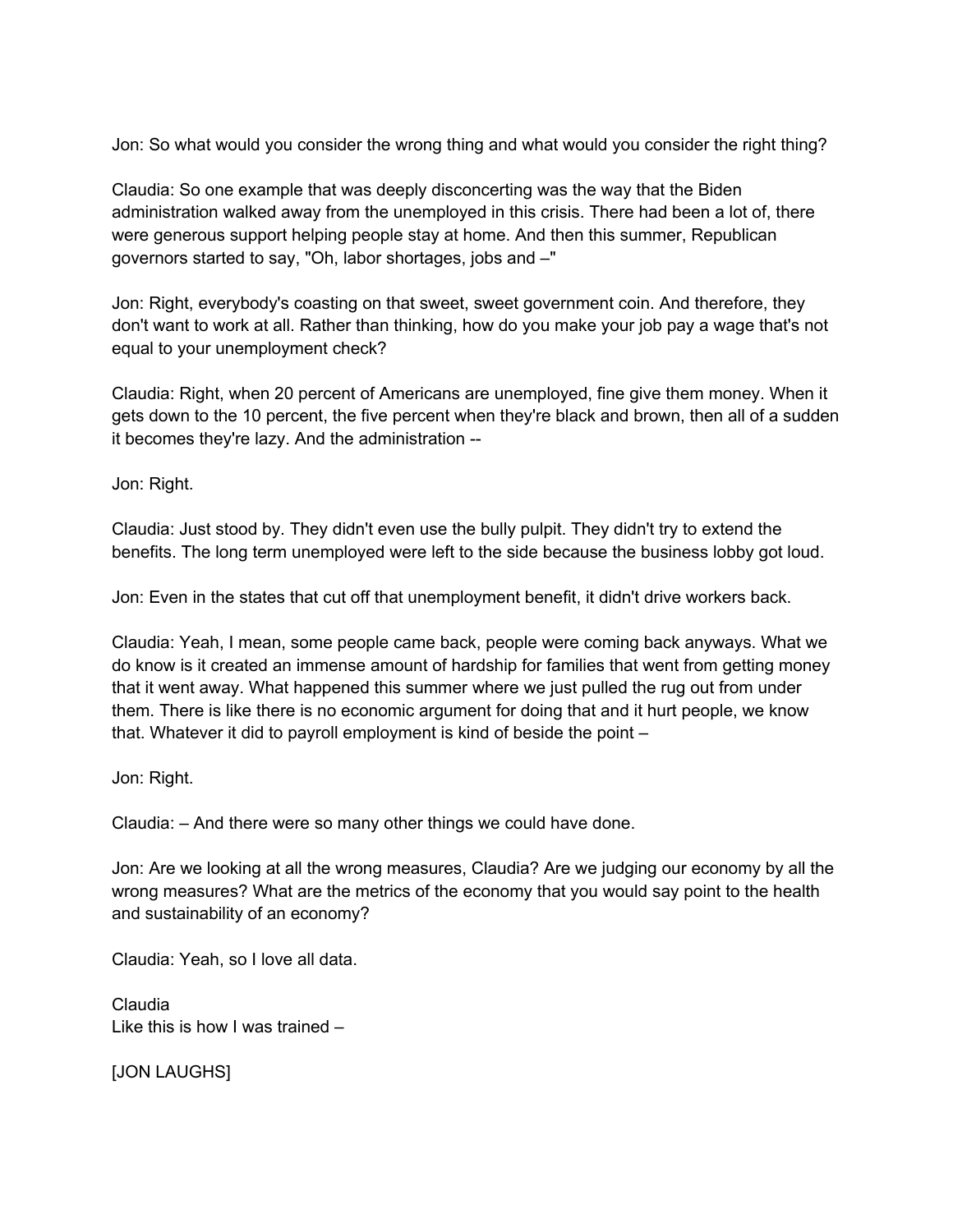Jon: So what would you consider the wrong thing and what would you consider the right thing?

Claudia: So one example that was deeply disconcerting was the way that the Biden administration walked away from the unemployed in this crisis. There had been a lot of, there were generous support helping people stay at home. And then this summer, Republican governors started to say, "Oh, labor shortages, jobs and –"

Jon: Right, everybody's coasting on that sweet, sweet government coin. And therefore, they don't want to work at all. Rather than thinking, how do you make your job pay a wage that's not equal to your unemployment check?

Claudia: Right, when 20 percent of Americans are unemployed, fine give them money. When it gets down to the 10 percent, the five percent when they're black and brown, then all of a sudden it becomes they're lazy. And the administration --

Jon: Right.

Claudia: Just stood by. They didn't even use the bully pulpit. They didn't try to extend the benefits. The long term unemployed were left to the side because the business lobby got loud.

Jon: Even in the states that cut off that unemployment benefit, it didn't drive workers back.

Claudia: Yeah, I mean, some people came back, people were coming back anyways. What we do know is it created an immense amount of hardship for families that went from getting money that it went away. What happened this summer where we just pulled the rug out from under them. There is like there is no economic argument for doing that and it hurt people, we know that. Whatever it did to payroll employment is kind of beside the point –

Jon: Right.

Claudia: – And there were so many other things we could have done.

Jon: Are we looking at all the wrong measures, Claudia? Are we judging our economy by all the wrong measures? What are the metrics of the economy that you would say point to the health and sustainability of an economy?

Claudia: Yeah, so I love all data.

Claudia
Like this is how I was trained –

[JON LAUGHS]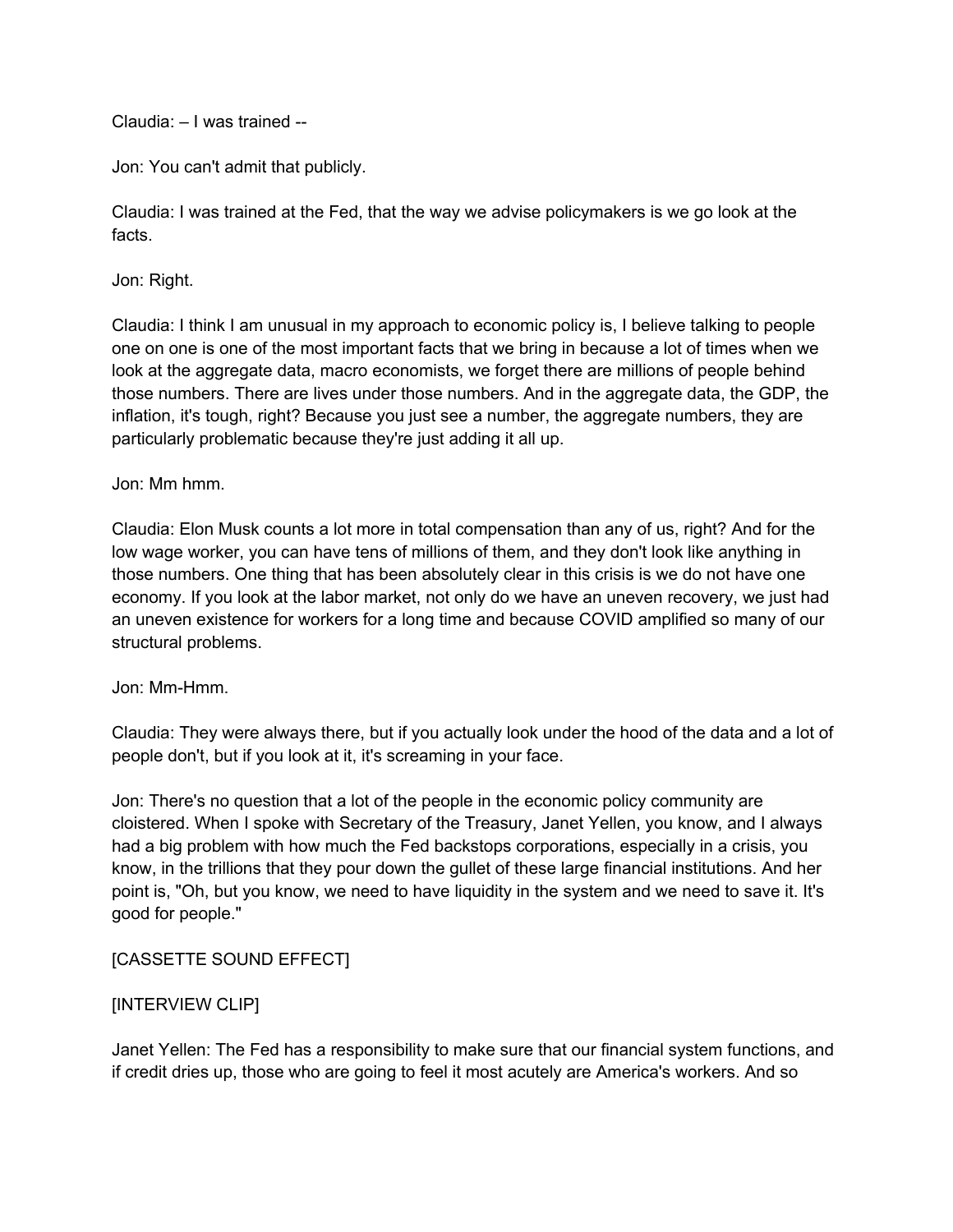Claudia: – I was trained --

Jon: You can't admit that publicly.

Claudia: I was trained at the Fed, that the way we advise policymakers is we go look at the facts.

Jon: Right.

Claudia: I think I am unusual in my approach to economic policy is, I believe talking to people one on one is one of the most important facts that we bring in because a lot of times when we look at the aggregate data, macro economists, we forget there are millions of people behind those numbers. There are lives under those numbers. And in the aggregate data, the GDP, the inflation, it's tough, right? Because you just see a number, the aggregate numbers, they are particularly problematic because they're just adding it all up.

Jon: Mm hmm.

Claudia: Elon Musk counts a lot more in total compensation than any of us, right? And for the low wage worker, you can have tens of millions of them, and they don't look like anything in those numbers. One thing that has been absolutely clear in this crisis is we do not have one economy. If you look at the labor market, not only do we have an uneven recovery, we just had an uneven existence for workers for a long time and because COVID amplified so many of our structural problems.

Jon: Mm-Hmm.

Claudia: They were always there, but if you actually look under the hood of the data and a lot of people don't, but if you look at it, it's screaming in your face.

Jon: There's no question that a lot of the people in the economic policy community are cloistered. When I spoke with Secretary of the Treasury, Janet Yellen, you know, and I always had a big problem with how much the Fed backstops corporations, especially in a crisis, you know, in the trillions that they pour down the gullet of these large financial institutions. And her point is, "Oh, but you know, we need to have liquidity in the system and we need to save it. It's good for people."

[CASSETTE SOUND EFFECT]

[INTERVIEW CLIP]

Janet Yellen: The Fed has a responsibility to make sure that our financial system functions, and if credit dries up, those who are going to feel it most acutely are America's workers. And so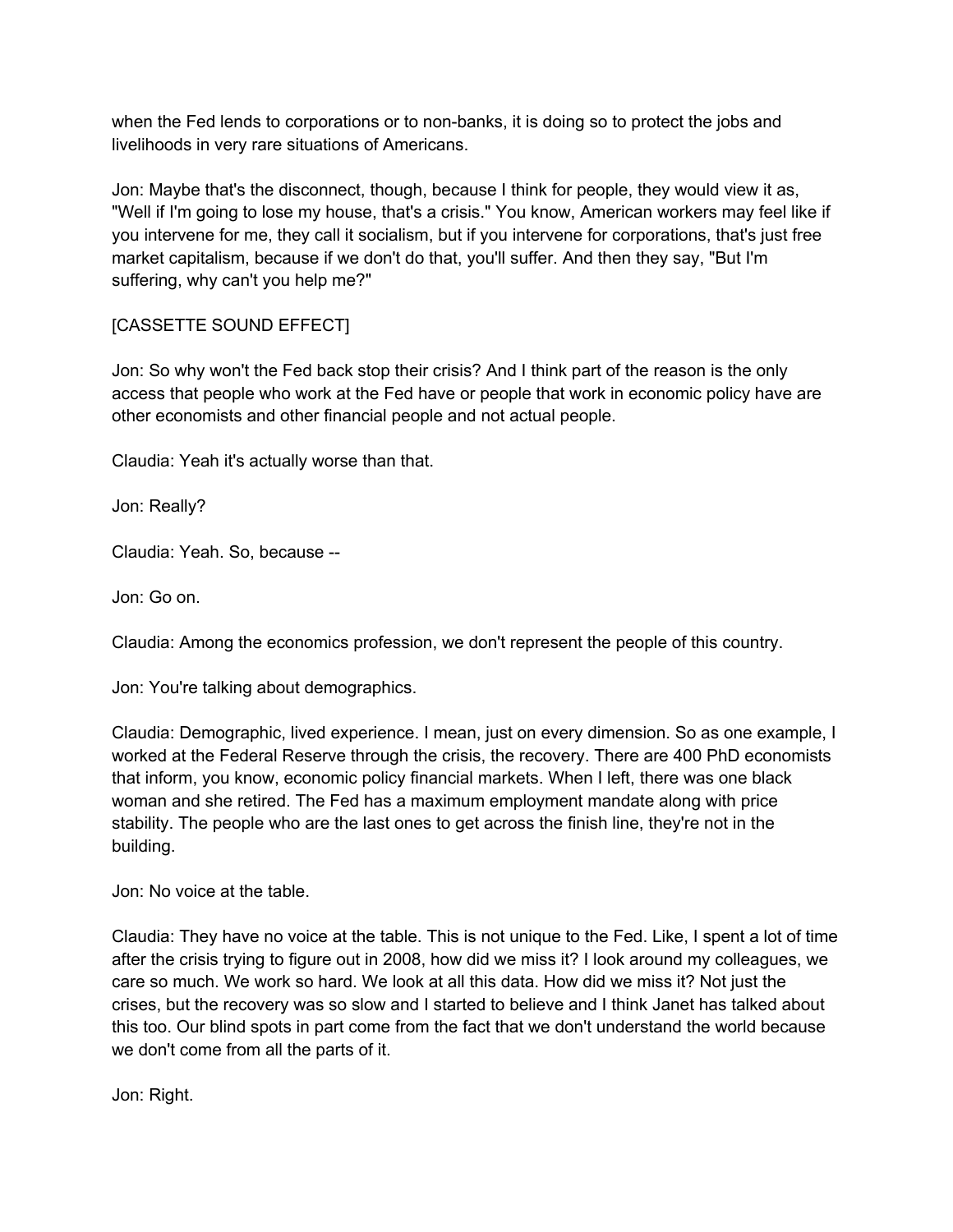when the Fed lends to corporations or to non-banks, it is doing so to protect the jobs and livelihoods in very rare situations of Americans.

Jon: Maybe that's the disconnect, though, because I think for people, they would view it as, "Well if I'm going to lose my house, that's a crisis." You know, American workers may feel like if you intervene for me, they call it socialism, but if you intervene for corporations, that's just free market capitalism, because if we don't do that, you'll suffer. And then they say, "But I'm suffering, why can't you help me?"

[CASSETTE SOUND EFFECT]

Jon: So why won't the Fed back stop their crisis? And I think part of the reason is the only access that people who work at the Fed have or people that work in economic policy have are other economists and other financial people and not actual people.

Claudia: Yeah it's actually worse than that.

Jon: Really?

Claudia: Yeah. So, because --

Jon: Go on.

Claudia: Among the economics profession, we don't represent the people of this country.

Jon: You're talking about demographics.

Claudia: Demographic, lived experience. I mean, just on every dimension. So as one example, I worked at the Federal Reserve through the crisis, the recovery. There are 400 PhD economists that inform, you know, economic policy financial markets. When I left, there was one black woman and she retired. The Fed has a maximum employment mandate along with price stability. The people who are the last ones to get across the finish line, they're not in the building.

Jon: No voice at the table.

Claudia: They have no voice at the table. This is not unique to the Fed. Like, I spent a lot of time after the crisis trying to figure out in 2008, how did we miss it? I look around my colleagues, we care so much. We work so hard. We look at all this data. How did we miss it? Not just the crises, but the recovery was so slow and I started to believe and I think Janet has talked about this too. Our blind spots in part come from the fact that we don't understand the world because we don't come from all the parts of it.

Jon: Right.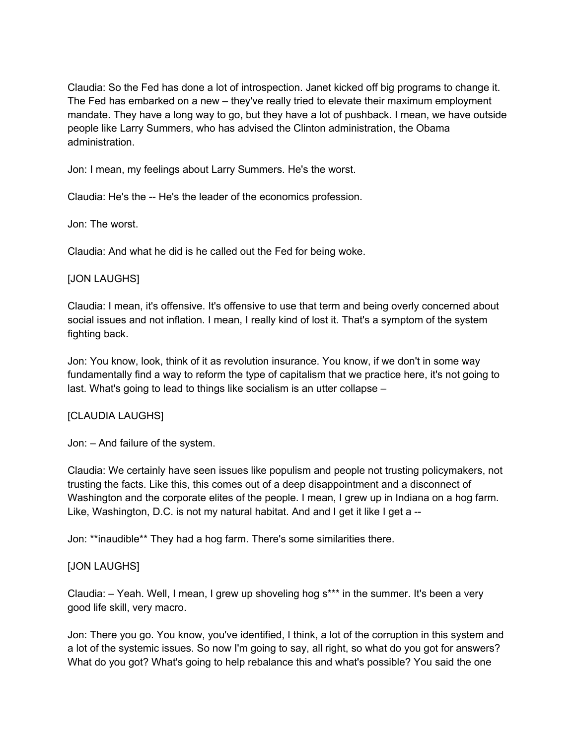Claudia: So the Fed has done a lot of introspection. Janet kicked off big programs to change it. The Fed has embarked on a new – they've really tried to elevate their maximum employment mandate. They have a long way to go, but they have a lot of pushback. I mean, we have outside people like Larry Summers, who has advised the Clinton administration, the Obama administration.

Jon: I mean, my feelings about Larry Summers. He's the worst.

Claudia: He's the -- He's the leader of the economics profession.

Jon: The worst.

Claudia: And what he did is he called out the Fed for being woke.

[JON LAUGHS]

Claudia: I mean, it's offensive. It's offensive to use that term and being overly concerned about social issues and not inflation. I mean, I really kind of lost it. That's a symptom of the system fighting back.

Jon: You know, look, think of it as revolution insurance. You know, if we don't in some way fundamentally find a way to reform the type of capitalism that we practice here, it's not going to last. What's going to lead to things like socialism is an utter collapse –

[CLAUDIA LAUGHS]

Jon: – And failure of the system.

Claudia: We certainly have seen issues like populism and people not trusting policymakers, not trusting the facts. Like this, this comes out of a deep disappointment and a disconnect of Washington and the corporate elites of the people. I mean, I grew up in Indiana on a hog farm. Like, Washington, D.C. is not my natural habitat. And and I get it like I get a --

Jon: **inaudible** They had a hog farm. There's some similarities there.

[JON LAUGHS]

Claudia: – Yeah. Well, I mean, I grew up shoveling hog s*** in the summer. It's been a very good life skill, very macro.

Jon: There you go. You know, you've identified, I think, a lot of the corruption in this system and a lot of the systemic issues. So now I'm going to say, all right, so what do you got for answers? What do you got? What's going to help rebalance this and what's possible? You said the one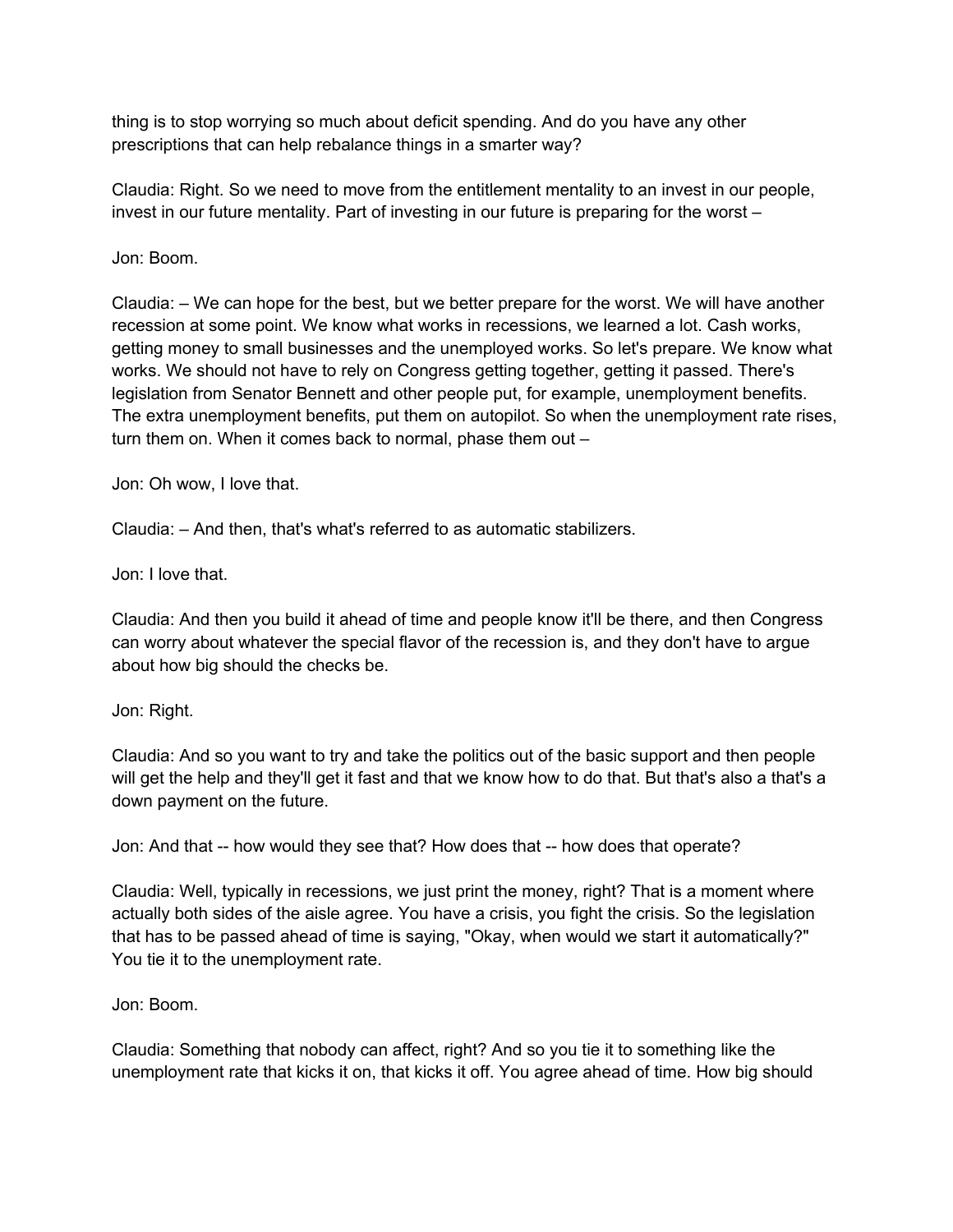thing is to stop worrying so much about deficit spending. And do you have any other prescriptions that can help rebalance things in a smarter way?

Claudia: Right. So we need to move from the entitlement mentality to an invest in our people, invest in our future mentality. Part of investing in our future is preparing for the worst –

Jon: Boom.

Claudia: – We can hope for the best, but we better prepare for the worst. We will have another recession at some point. We know what works in recessions, we learned a lot. Cash works, getting money to small businesses and the unemployed works. So let's prepare. We know what works. We should not have to rely on Congress getting together, getting it passed. There's legislation from Senator Bennett and other people put, for example, unemployment benefits. The extra unemployment benefits, put them on autopilot. So when the unemployment rate rises, turn them on. When it comes back to normal, phase them out –

Jon: Oh wow, I love that.

Claudia: – And then, that's what's referred to as automatic stabilizers.

Jon: I love that.

Claudia: And then you build it ahead of time and people know it'll be there, and then Congress can worry about whatever the special flavor of the recession is, and they don't have to argue about how big should the checks be.

Jon: Right.

Claudia: And so you want to try and take the politics out of the basic support and then people will get the help and they'll get it fast and that we know how to do that. But that's also a that's a down payment on the future.

Jon: And that -- how would they see that? How does that -- how does that operate?

Claudia: Well, typically in recessions, we just print the money, right? That is a moment where actually both sides of the aisle agree. You have a crisis, you fight the crisis. So the legislation that has to be passed ahead of time is saying, "Okay, when would we start it automatically?" You tie it to the unemployment rate.

Jon: Boom.

Claudia: Something that nobody can affect, right? And so you tie it to something like the unemployment rate that kicks it on, that kicks it off. You agree ahead of time. How big should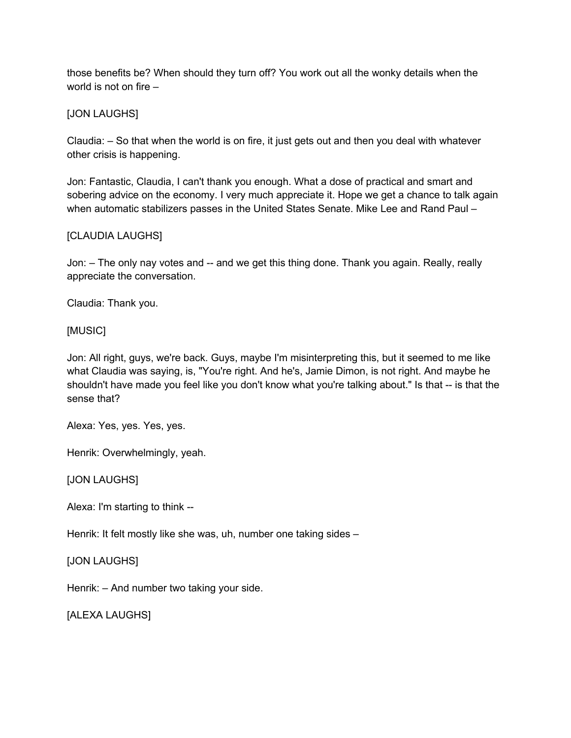those benefits be? When should they turn off? You work out all the wonky details when the world is not on fire –

[JON LAUGHS]

Claudia: – So that when the world is on fire, it just gets out and then you deal with whatever other crisis is happening.

Jon: Fantastic, Claudia, I can't thank you enough. What a dose of practical and smart and sobering advice on the economy. I very much appreciate it. Hope we get a chance to talk again when automatic stabilizers passes in the United States Senate. Mike Lee and Rand Paul –

[CLAUDIA LAUGHS]

Jon: – The only nay votes and -- and we get this thing done. Thank you again. Really, really appreciate the conversation.

Claudia: Thank you.

[MUSIC]

Jon: All right, guys, we're back. Guys, maybe I'm misinterpreting this, but it seemed to me like what Claudia was saying, is, "You're right. And he's, Jamie Dimon, is not right. And maybe he shouldn't have made you feel like you don't know what you're talking about." Is that -- is that the sense that?

Alexa: Yes, yes. Yes, yes.

Henrik: Overwhelmingly, yeah.

[JON LAUGHS]

Alexa: I'm starting to think --

Henrik: It felt mostly like she was, uh, number one taking sides –

[JON LAUGHS]

Henrik: – And number two taking your side.

[ALEXA LAUGHS]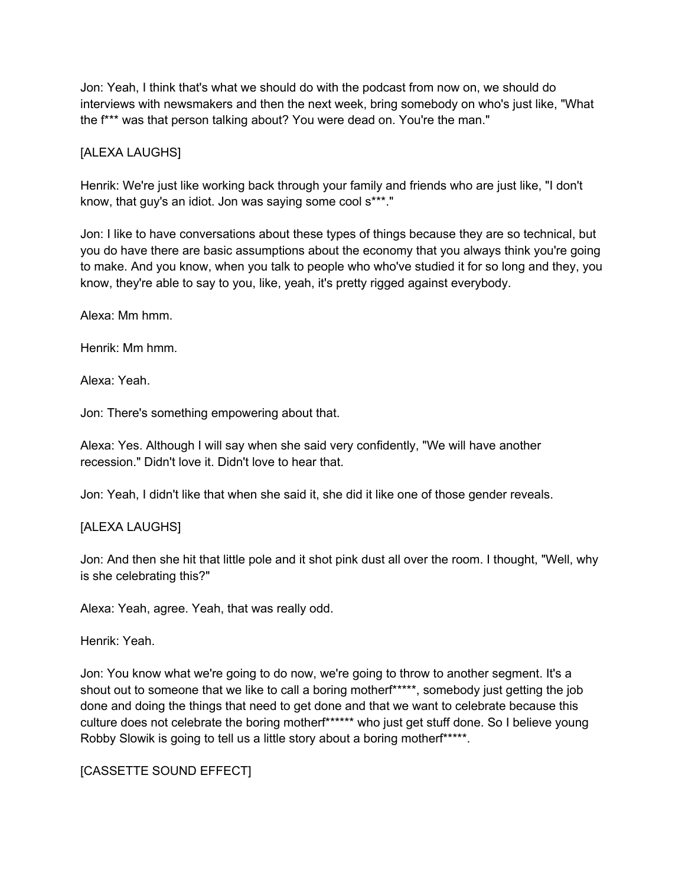Jon: Yeah, I think that's what we should do with the podcast from now on, we should do interviews with newsmakers and then the next week, bring somebody on who's just like, "What the f*** was that person talking about? You were dead on. You're the man."

[ALEXA LAUGHS]

Henrik: We're just like working back through your family and friends who are just like, "I don't know, that guy's an idiot. Jon was saying some cool s***."

Jon: I like to have conversations about these types of things because they are so technical, but you do have there are basic assumptions about the economy that you always think you're going to make. And you know, when you talk to people who who've studied it for so long and they, you know, they're able to say to you, like, yeah, it's pretty rigged against everybody.

Alexa: Mm hmm.

Henrik: Mm hmm.

Alexa: Yeah.

Jon: There's something empowering about that.

Alexa: Yes. Although I will say when she said very confidently, "We will have another recession." Didn't love it. Didn't love to hear that.

Jon: Yeah, I didn't like that when she said it, she did it like one of those gender reveals.

[ALEXA LAUGHS]

Jon: And then she hit that little pole and it shot pink dust all over the room. I thought, "Well, why is she celebrating this?"

Alexa: Yeah, agree. Yeah, that was really odd.

Henrik: Yeah.

Jon: You know what we're going to do now, we're going to throw to another segment. It's a shout out to someone that we like to call a boring motherf*****, somebody just getting the job done and doing the things that need to get done and that we want to celebrate because this culture does not celebrate the boring motherf****** who just get stuff done. So I believe young Robby Slowik is going to tell us a little story about a boring motherf*****.

[CASSETTE SOUND EFFECT]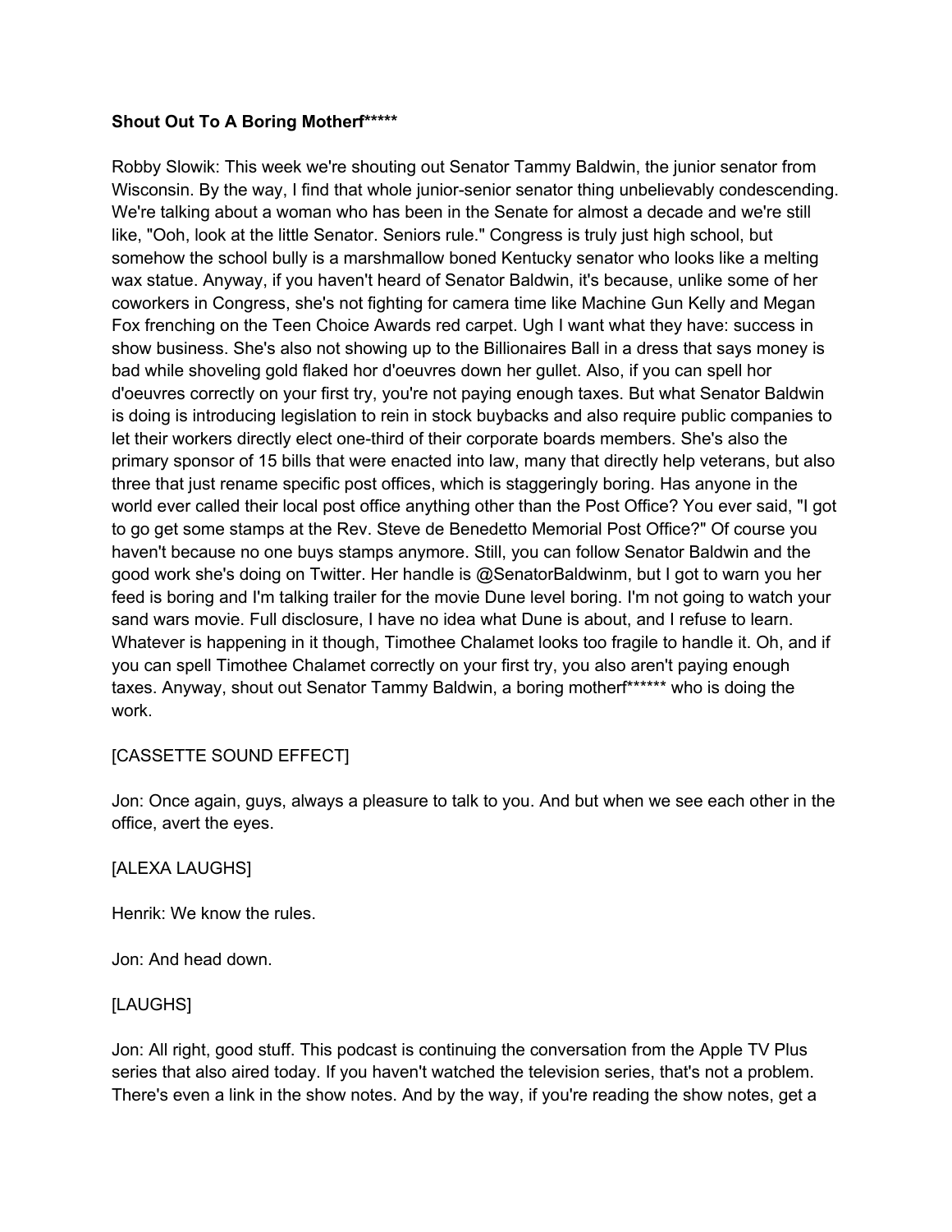**Shout Out To A Boring Motherf*****

Robby Slowik: This week we're shouting out Senator Tammy Baldwin, the junior senator from Wisconsin. By the way, I find that whole junior-senior senator thing unbelievably condescending. We're talking about a woman who has been in the Senate for almost a decade and we're still like, "Ooh, look at the little Senator. Seniors rule." Congress is truly just high school, but somehow the school bully is a marshmallow boned Kentucky senator who looks like a melting wax statue. Anyway, if you haven't heard of Senator Baldwin, it's because, unlike some of her coworkers in Congress, she's not fighting for camera time like Machine Gun Kelly and Megan Fox frenching on the Teen Choice Awards red carpet. Ugh I want what they have: success in show business. She's also not showing up to the Billionaires Ball in a dress that says money is bad while shoveling gold flaked hor d'oeuvres down her gullet. Also, if you can spell hor d'oeuvres correctly on your first try, you're not paying enough taxes. But what Senator Baldwin is doing is introducing legislation to rein in stock buybacks and also require public companies to let their workers directly elect one-third of their corporate boards members. She's also the primary sponsor of 15 bills that were enacted into law, many that directly help veterans, but also three that just rename specific post offices, which is staggeringly boring. Has anyone in the world ever called their local post office anything other than the Post Office? You ever said, "I got to go get some stamps at the Rev. Steve de Benedetto Memorial Post Office?" Of course you haven't because no one buys stamps anymore. Still, you can follow Senator Baldwin and the good work she's doing on Twitter. Her handle is @SenatorBaldwinm, but I got to warn you her feed is boring and I'm talking trailer for the movie Dune level boring. I'm not going to watch your sand wars movie. Full disclosure, I have no idea what Dune is about, and I refuse to learn. Whatever is happening in it though, Timothee Chalamet looks too fragile to handle it. Oh, and if you can spell Timothee Chalamet correctly on your first try, you also aren't paying enough taxes. Anyway, shout out Senator Tammy Baldwin, a boring motherf****** who is doing the work.

[CASSETTE SOUND EFFECT]

Jon: Once again, guys, always a pleasure to talk to you. And but when we see each other in the office, avert the eyes.

[ALEXA LAUGHS]

Henrik: We know the rules.

Jon: And head down.

[LAUGHS]

Jon: All right, good stuff. This podcast is continuing the conversation from the Apple TV Plus series that also aired today. If you haven't watched the television series, that's not a problem. There's even a link in the show notes. And by the way, if you're reading the show notes, get a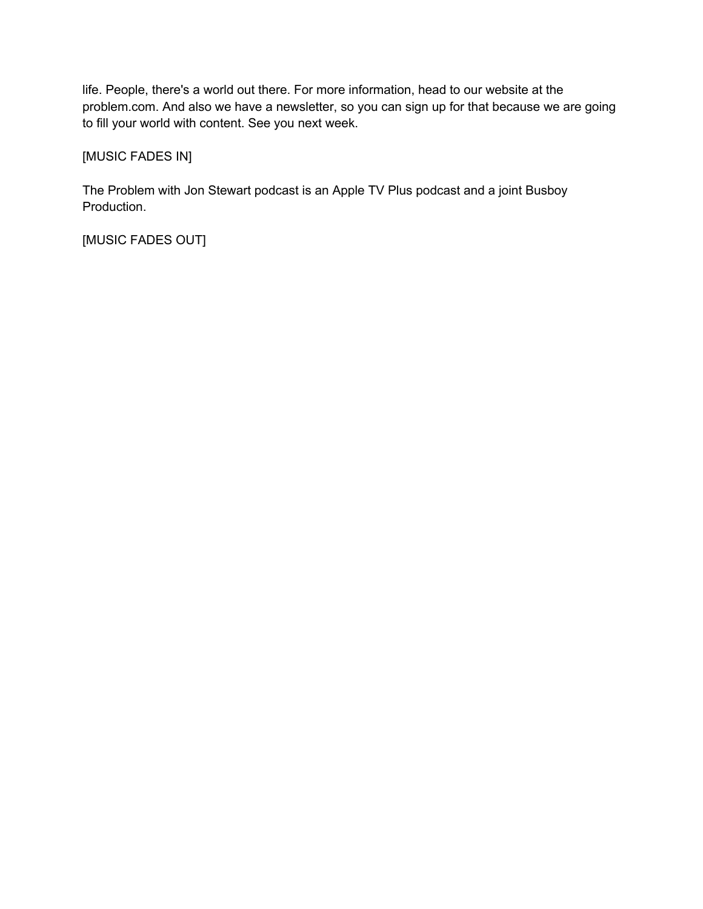life. People, there's a world out there. For more information, head to our website at the problem.com. And also we have a newsletter, so you can sign up for that because we are going to fill your world with content. See you next week.

[MUSIC FADES IN]

The Problem with Jon Stewart podcast is an Apple TV Plus podcast and a joint Busboy Production.

[MUSIC FADES OUT]